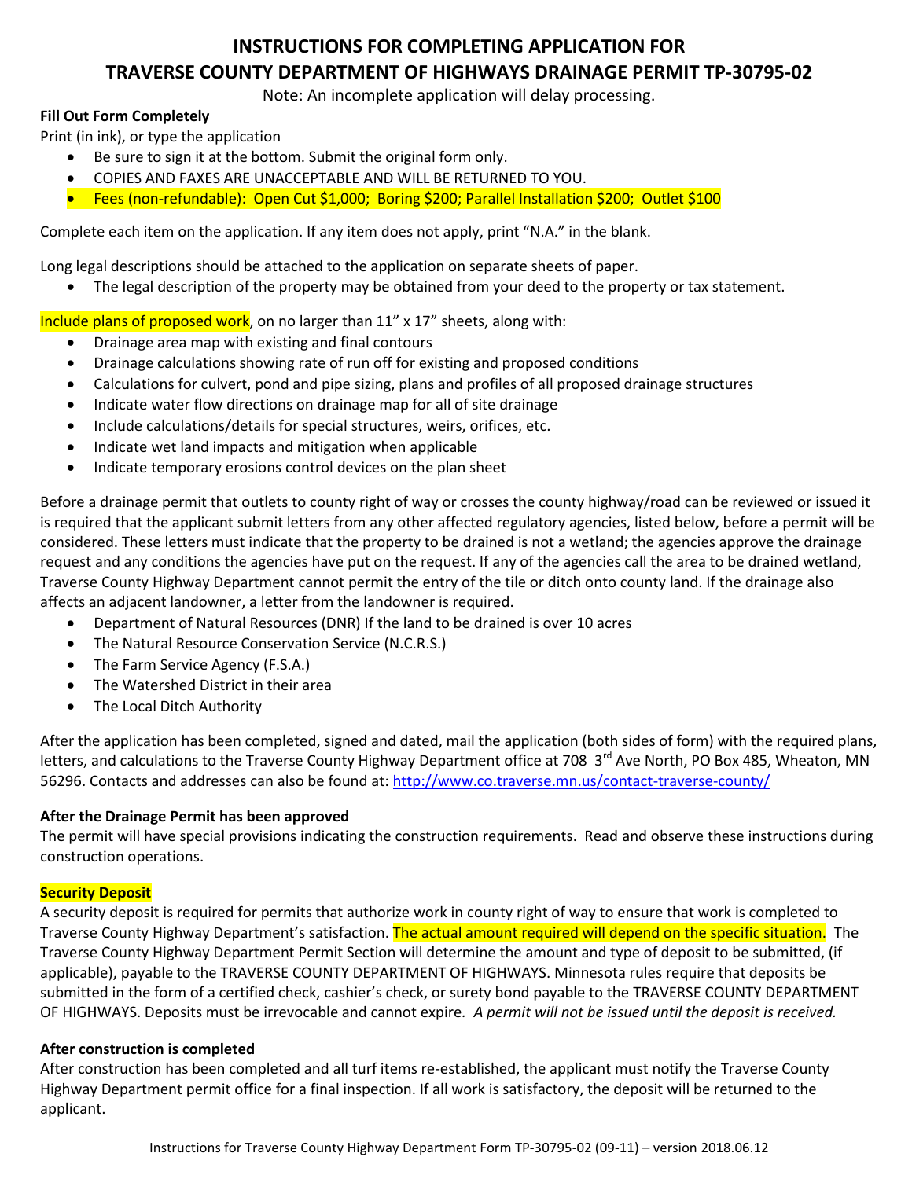# INSTRUCTIONS FOR COMPLETING APPLICATION FOR TRAVERSE COUNTY DEPARTMENT OF HIGHWAYS DRAINAGE PERMIT TP-30795-02

Note: An incomplete application will delay processing.

**Fill Out Form Completely**

Print (in ink), or type the application

- Be sure to sign it at the bottom. Submit the original form only.
- COPIES AND FAXES ARE UNACCEPTABLE AND WILL BE RETURNED TO YOU.
- Fees (non-refundable): Open Cut $1,000; Boring $200; Parallel Installation $200; Outlet $100

Complete each item on the application. If any item does not apply, print "N.A." in the blank.

Long legal descriptions should be attached to the application on separate sheets of paper.

- The legal description of the property may be obtained from your deed to the property or tax statement.

Include plans of proposed work, on no larger than 11" x 17" sheets, along with:

- Drainage area map with existing and final contours
- Drainage calculations showing rate of run off for existing and proposed conditions
- Calculations for culvert, pond and pipe sizing, plans and profiles of all proposed drainage structures
- Indicate water flow directions on drainage map for all of site drainage
- Include calculations/details for special structures, weirs, orifices, etc.
- Indicate wet land impacts and mitigation when applicable
- Indicate temporary erosions control devices on the plan sheet

Before a drainage permit that outlets to county right of way or crosses the county highway/road can be reviewed or issued it is required that the applicant submit letters from any other affected regulatory agencies, listed below, before a permit will be considered. These letters must indicate that the property to be drained is not a wetland; the agencies approve the drainage request and any conditions the agencies have put on the request. If any of the agencies call the area to be drained wetland, Traverse County Highway Department cannot permit the entry of the tile or ditch onto county land. If the drainage also affects an adjacent landowner, a letter from the landowner is required.

- Department of Natural Resources (DNR) If the land to be drained is over 10 acres
- The Natural Resource Conservation Service (N.C.R.S.)
- The Farm Service Agency (F.S.A.)
- The Watershed District in their area
- The Local Ditch Authority

After the application has been completed, signed and dated, mail the application (both sides of form) with the required plans, letters, and calculations to the Traverse County Highway Department office at 708 3rd Ave North, PO Box 485, Wheaton, MN 56296. Contacts and addresses can also be found at: http://www.co.traverse.mn.us/contact-traverse-county/

**After the Drainage Permit has been approved**

The permit will have special provisions indicating the construction requirements. Read and observe these instructions during construction operations.

**Security Deposit**

A security deposit is required for permits that authorize work in county right of way to ensure that work is completed to Traverse County Highway Department's satisfaction. The actual amount required will depend on the specific situation. The Traverse County Highway Department Permit Section will determine the amount and type of deposit to be submitted, (if applicable), payable to the TRAVERSE COUNTY DEPARTMENT OF HIGHWAYS. Minnesota rules require that deposits be submitted in the form of a certified check, cashier's check, or surety bond payable to the TRAVERSE COUNTY DEPARTMENT OF HIGHWAYS. Deposits must be irrevocable and cannot expire. *A permit will not be issued until the deposit is received.*

**After construction is completed**

After construction has been completed and all turf items re-established, the applicant must notify the Traverse County Highway Department permit office for a final inspection. If all work is satisfactory, the deposit will be returned to the applicant.

Instructions for Traverse County Highway Department Form TP-30795-02 (09-11) – version 2018.06.12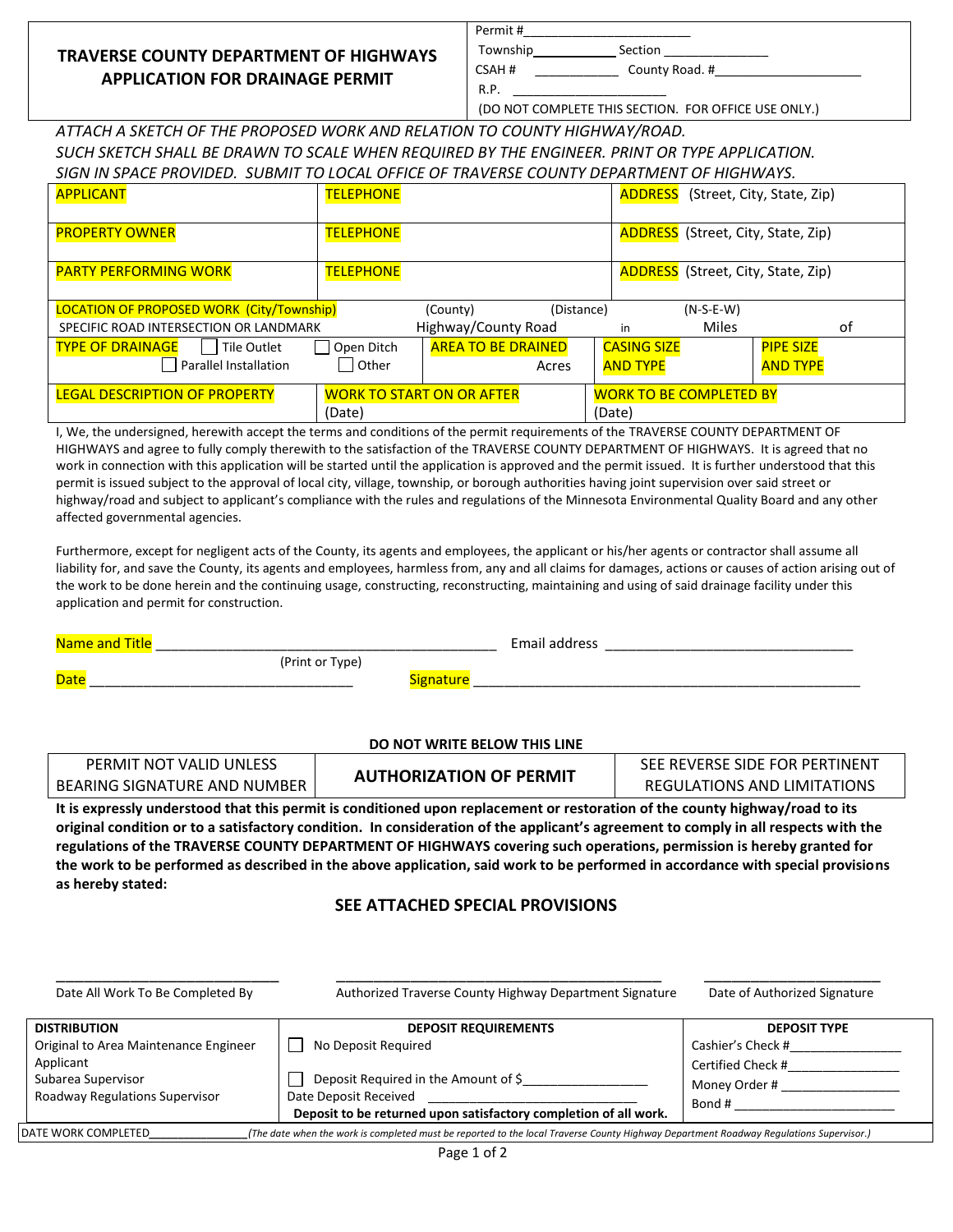# TRAVERSE COUNTY DEPARTMENT OF HIGHWAYS APPLICATION FOR DRAINAGE PERMIT

| |
|---|
| Permit #________________________ |
| Township____________ Section _______________ |
| CSAH # ____________ County Road. #_____________________ |
| R.P. ______________________ |
| (DO NOT COMPLETE THIS SECTION. FOR OFFICE USE ONLY.) |

*ATTACH A SKETCH OF THE PROPOSED WORK AND RELATION TO COUNTY HIGHWAY/ROAD. SUCH SKETCH SHALL BE DRAWN TO SCALE WHEN REQUIRED BY THE ENGINEER. PRINT OR TYPE APPLICATION. SIGN IN SPACE PROVIDED. SUBMIT TO LOCAL OFFICE OF TRAVERSE COUNTY DEPARTMENT OF HIGHWAYS.*

| APPLICANT | TELEPHONE | ADDRESS (Street, City, State, Zip) |
|---|---|---|
| PROPERTY OWNER | TELEPHONE | ADDRESS (Street, City, State, Zip) |
| PARTY PERFORMING WORK | TELEPHONE | ADDRESS (Street, City, State, Zip) |

| LOCATION OF PROPOSED WORK (City/Township) | (County) | (Distance) | (N-S-E-W) | |
|---|---|---|---|---|
| SPECIFIC ROAD INTERSECTION OR LANDMARK | Highway/County Road | in | Miles | of |

| TYPE OF DRAINAGE ☐ Tile Outlet ☐ Parallel Installation | ☐ Open Ditch ☐ Other | AREA TO BE DRAINED Acres | CASING SIZE AND TYPE | PIPE SIZE AND TYPE |
|---|---|---|---|---|

| LEGAL DESCRIPTION OF PROPERTY | WORK TO START ON OR AFTER (Date) | WORK TO BE COMPLETED BY (Date) |
|---|---|---|

I, We, the undersigned, herewith accept the terms and conditions of the permit requirements of the TRAVERSE COUNTY DEPARTMENT OF HIGHWAYS and agree to fully comply therewith to the satisfaction of the TRAVERSE COUNTY DEPARTMENT OF HIGHWAYS. It is agreed that no work in connection with this application will be started until the application is approved and the permit issued. It is further understood that this permit is issued subject to the approval of local city, village, township, or borough authorities having joint supervision over said street or highway/road and subject to applicant's compliance with the rules and regulations of the Minnesota Environmental Quality Board and any other affected governmental agencies.

Furthermore, except for negligent acts of the County, its agents and employees, the applicant or his/her agents or contractor shall assume all liability for, and save the County, its agents and employees, harmless from, any and all claims for damages, actions or causes of action arising out of the work to be done herein and the continuing usage, constructing, reconstructing, maintaining and using of said drainage facility under this application and permit for construction.

Name and Title ____________________________________________ Email address ________________________________
(Print or Type)

Date ___________________________________ Signature __________________________________________________

**DO NOT WRITE BELOW THIS LINE**

| PERMIT NOT VALID UNLESS BEARING SIGNATURE AND NUMBER | **AUTHORIZATION OF PERMIT** | SEE REVERSE SIDE FOR PERTINENT REGULATIONS AND LIMITATIONS |
|---|---|---|

**It is expressly understood that this permit is conditioned upon replacement or restoration of the county highway/road to its original condition or to a satisfactory condition. In consideration of the applicant's agreement to comply in all respects with the regulations of the TRAVERSE COUNTY DEPARTMENT OF HIGHWAYS covering such operations, permission is hereby granted for the work to be performed as described in the above application, said work to be performed in accordance with special provisions as hereby stated:**

## SEE ATTACHED SPECIAL PROVISIONS

______________________________ ______________________________________________ ________________________
Date All Work To Be Completed By | Authorized Traverse County Highway Department Signature | Date of Authorized Signature

| DISTRIBUTION | DEPOSIT REQUIREMENTS | DEPOSIT TYPE |
|---|---|---|
| Original to Area Maintenance Engineer<br>Applicant<br>Subarea Supervisor<br>Roadway Regulations Supervisor | ☐ No Deposit Required<br><br>☐ Deposit Required in the Amount of $_________________<br>Date Deposit Received _____________________________<br>**Deposit to be returned upon satisfactory completion of all work.** | Cashier's Check #_______________<br>Certified Check #_______________<br>Money Order # ________________<br>Bond # ______________________ |

DATE WORK COMPLETED_______________ *(The date when the work is completed must be reported to the local Traverse County Highway Department Roadway Regulations Supervisor.)*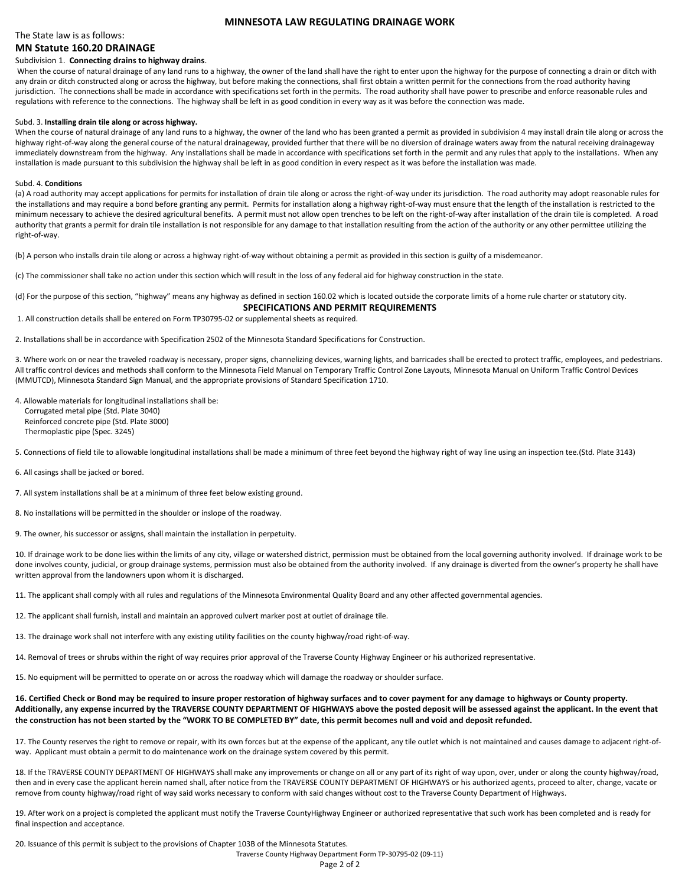# MINNESOTA LAW REGULATING DRAINAGE WORK

The State law is as follows:

## MN Statute 160.20 DRAINAGE

Subdivision 1. **Connecting drains to highway drains**.

When the course of natural drainage of any land runs to a highway, the owner of the land shall have the right to enter upon the highway for the purpose of connecting a drain or ditch with any drain or ditch constructed along or across the highway, but before making the connections, shall first obtain a written permit for the connections from the road authority having jurisdiction. The connections shall be made in accordance with specifications set forth in the permits. The road authority shall have power to prescribe and enforce reasonable rules and regulations with reference to the connections. The highway shall be left in as good condition in every way as it was before the connection was made.

Subd. 3. **Installing drain tile along or across highway.**

When the course of natural drainage of any land runs to a highway, the owner of the land who has been granted a permit as provided in subdivision 4 may install drain tile along or across the highway right-of-way along the general course of the natural drainageway, provided further that there will be no diversion of drainage waters away from the natural receiving drainageway immediately downstream from the highway. Any installations shall be made in accordance with specifications set forth in the permit and any rules that apply to the installations. When any installation is made pursuant to this subdivision the highway shall be left in as good condition in every respect as it was before the installation was made.

Subd. 4. **Conditions**

(a) A road authority may accept applications for permits for installation of drain tile along or across the right-of-way under its jurisdiction. The road authority may adopt reasonable rules for the installations and may require a bond before granting any permit. Permits for installation along a highway right-of-way must ensure that the length of the installation is restricted to the minimum necessary to achieve the desired agricultural benefits. A permit must not allow open trenches to be left on the right-of-way after installation of the drain tile is completed. A road authority that grants a permit for drain tile installation is not responsible for any damage to that installation resulting from the action of the authority or any other permittee utilizing the right-of-way.

(b) A person who installs drain tile along or across a highway right-of-way without obtaining a permit as provided in this section is guilty of a misdemeanor.

(c) The commissioner shall take no action under this section which will result in the loss of any federal aid for highway construction in the state.

(d) For the purpose of this section, "highway" means any highway as defined in section 160.02 which is located outside the corporate limits of a home rule charter or statutory city.

## SPECIFICATIONS AND PERMIT REQUIREMENTS

1. All construction details shall be entered on Form TP30795-02 or supplemental sheets as required.

2. Installations shall be in accordance with Specification 2502 of the Minnesota Standard Specifications for Construction.

3. Where work on or near the traveled roadway is necessary, proper signs, channelizing devices, warning lights, and barricades shall be erected to protect traffic, employees, and pedestrians. All traffic control devices and methods shall conform to the Minnesota Field Manual on Temporary Traffic Control Zone Layouts, Minnesota Manual on Uniform Traffic Control Devices (MMUTCD), Minnesota Standard Sign Manual, and the appropriate provisions of Standard Specification 1710.

4. Allowable materials for longitudinal installations shall be:
   Corrugated metal pipe (Std. Plate 3040)
   Reinforced concrete pipe (Std. Plate 3000)
   Thermoplastic pipe (Spec. 3245)

5. Connections of field tile to allowable longitudinal installations shall be made a minimum of three feet beyond the highway right of way line using an inspection tee.(Std. Plate 3143)

6. All casings shall be jacked or bored.

7. All system installations shall be at a minimum of three feet below existing ground.

8. No installations will be permitted in the shoulder or inslope of the roadway.

9. The owner, his successor or assigns, shall maintain the installation in perpetuity.

10. If drainage work to be done lies within the limits of any city, village or watershed district, permission must be obtained from the local governing authority involved. If drainage work to be done involves county, judicial, or group drainage systems, permission must also be obtained from the authority involved. If any drainage is diverted from the owner's property he shall have written approval from the landowners upon whom it is discharged.

11. The applicant shall comply with all rules and regulations of the Minnesota Environmental Quality Board and any other affected governmental agencies.

12. The applicant shall furnish, install and maintain an approved culvert marker post at outlet of drainage tile.

13. The drainage work shall not interfere with any existing utility facilities on the county highway/road right-of-way.

14. Removal of trees or shrubs within the right of way requires prior approval of the Traverse County Highway Engineer or his authorized representative.

15. No equipment will be permitted to operate on or across the roadway which will damage the roadway or shoulder surface.

**16. Certified Check or Bond may be required to insure proper restoration of highway surfaces and to cover payment for any damage to highways or County property. Additionally, any expense incurred by the TRAVERSE COUNTY DEPARTMENT OF HIGHWAYS above the posted deposit will be assessed against the applicant. In the event that the construction has not been started by the "WORK TO BE COMPLETED BY" date, this permit becomes null and void and deposit refunded.**

17. The County reserves the right to remove or repair, with its own forces but at the expense of the applicant, any tile outlet which is not maintained and causes damage to adjacent right-of-way. Applicant must obtain a permit to do maintenance work on the drainage system covered by this permit.

18. If the TRAVERSE COUNTY DEPARTMENT OF HIGHWAYS shall make any improvements or change on all or any part of its right of way upon, over, under or along the county highway/road, then and in every case the applicant herein named shall, after notice from the TRAVERSE COUNTY DEPARTMENT OF HIGHWAYS or his authorized agents, proceed to alter, change, vacate or remove from county highway/road right of way said works necessary to conform with said changes without cost to the Traverse County Department of Highways.

19. After work on a project is completed the applicant must notify the Traverse CountyHighway Engineer or authorized representative that such work has been completed and is ready for final inspection and acceptance.

20. Issuance of this permit is subject to the provisions of Chapter 103B of the Minnesota Statutes.

Traverse County Highway Department Form TP-30795-02 (09-11)